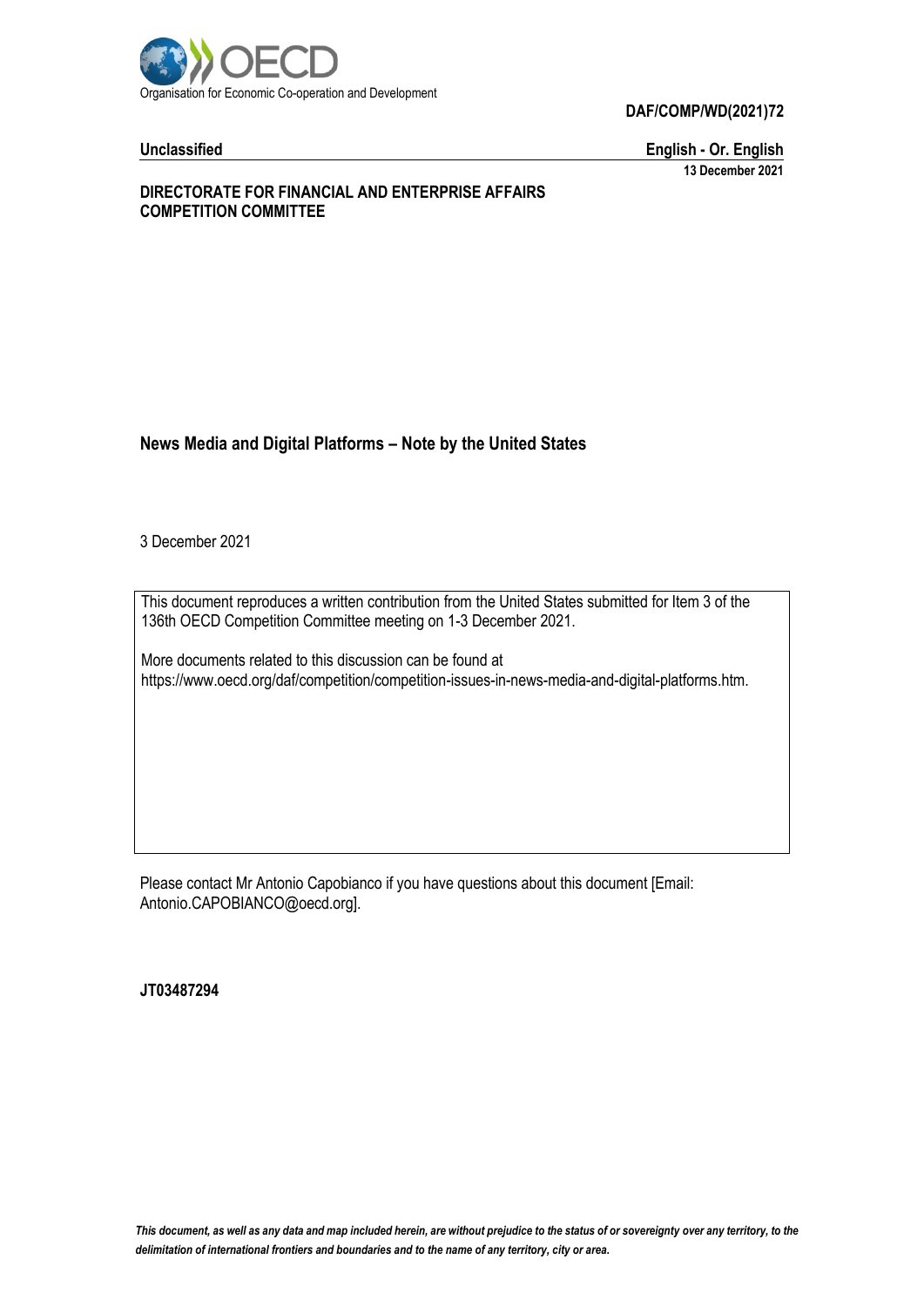Organisation for Economic Co-operation and Development

**DAF/COMP/WD(2021)72**

**Unclassified** **English - Or. English**

**13 December 2021**

**DIRECTORATE FOR FINANCIAL AND ENTERPRISE AFFAIRS**
**COMPETITION COMMITTEE**

# News Media and Digital Platforms – Note by the United States

3 December 2021

This document reproduces a written contribution from the United States submitted for Item 3 of the 136th OECD Competition Committee meeting on 1-3 December 2021.

More documents related to this discussion can be found at https://www.oecd.org/daf/competition/competition-issues-in-news-media-and-digital-platforms.htm.

Please contact Mr Antonio Capobianco if you have questions about this document [Email: Antonio.CAPOBIANCO@oecd.org].

**JT03487294**

*This document, as well as any data and map included herein, are without prejudice to the status of or sovereignty over any territory, to the delimitation of international frontiers and boundaries and to the name of any territory, city or area.*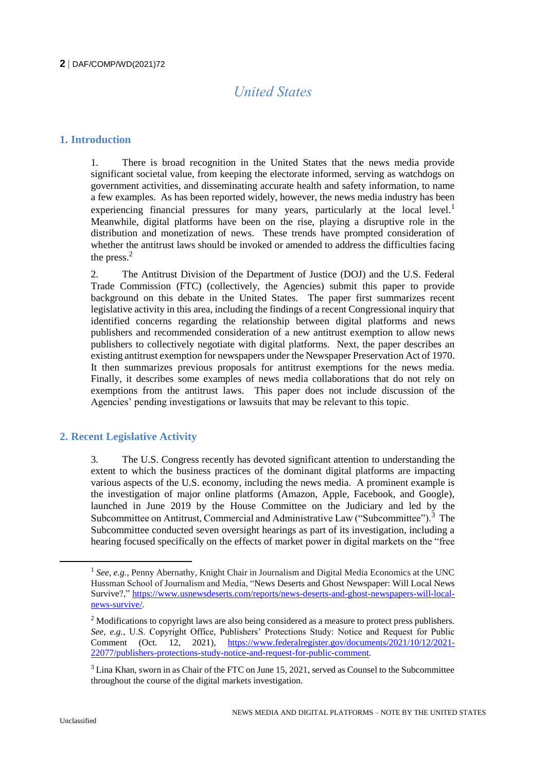# United States

## 1. Introduction

1. There is broad recognition in the United States that the news media provide significant societal value, from keeping the electorate informed, serving as watchdogs on government activities, and disseminating accurate health and safety information, to name a few examples. As has been reported widely, however, the news media industry has been experiencing financial pressures for many years, particularly at the local level.[1] Meanwhile, digital platforms have been on the rise, playing a disruptive role in the distribution and monetization of news. These trends have prompted consideration of whether the antitrust laws should be invoked or amended to address the difficulties facing the press.[2]

2. The Antitrust Division of the Department of Justice (DOJ) and the U.S. Federal Trade Commission (FTC) (collectively, the Agencies) submit this paper to provide background on this debate in the United States. The paper first summarizes recent legislative activity in this area, including the findings of a recent Congressional inquiry that identified concerns regarding the relationship between digital platforms and news publishers and recommended consideration of a new antitrust exemption to allow news publishers to collectively negotiate with digital platforms. Next, the paper describes an existing antitrust exemption for newspapers under the Newspaper Preservation Act of 1970. It then summarizes previous proposals for antitrust exemptions for the news media. Finally, it describes some examples of news media collaborations that do not rely on exemptions from the antitrust laws. This paper does not include discussion of the Agencies' pending investigations or lawsuits that may be relevant to this topic.

## 2. Recent Legislative Activity

3. The U.S. Congress recently has devoted significant attention to understanding the extent to which the business practices of the dominant digital platforms are impacting various aspects of the U.S. economy, including the news media. A prominent example is the investigation of major online platforms (Amazon, Apple, Facebook, and Google), launched in June 2019 by the House Committee on the Judiciary and led by the Subcommittee on Antitrust, Commercial and Administrative Law ("Subcommittee").[3] The Subcommittee conducted seven oversight hearings as part of its investigation, including a hearing focused specifically on the effects of market power in digital markets on the "free

---

[1] *See, e.g.*, Penny Abernathy, Knight Chair in Journalism and Digital Media Economics at the UNC Hussman School of Journalism and Media, "News Deserts and Ghost Newspaper: Will Local News Survive?," https://www.usnewsdeserts.com/reports/news-deserts-and-ghost-newspapers-will-local-news-survive/.

[2] Modifications to copyright laws are also being considered as a measure to protect press publishers. *See, e.g.*, U.S. Copyright Office, Publishers' Protections Study: Notice and Request for Public Comment (Oct. 12, 2021), https://www.federalregister.gov/documents/2021/10/12/2021-22077/publishers-protections-study-notice-and-request-for-public-comment.

[3] Lina Khan, sworn in as Chair of the FTC on June 15, 2021, served as Counsel to the Subcommittee throughout the course of the digital markets investigation.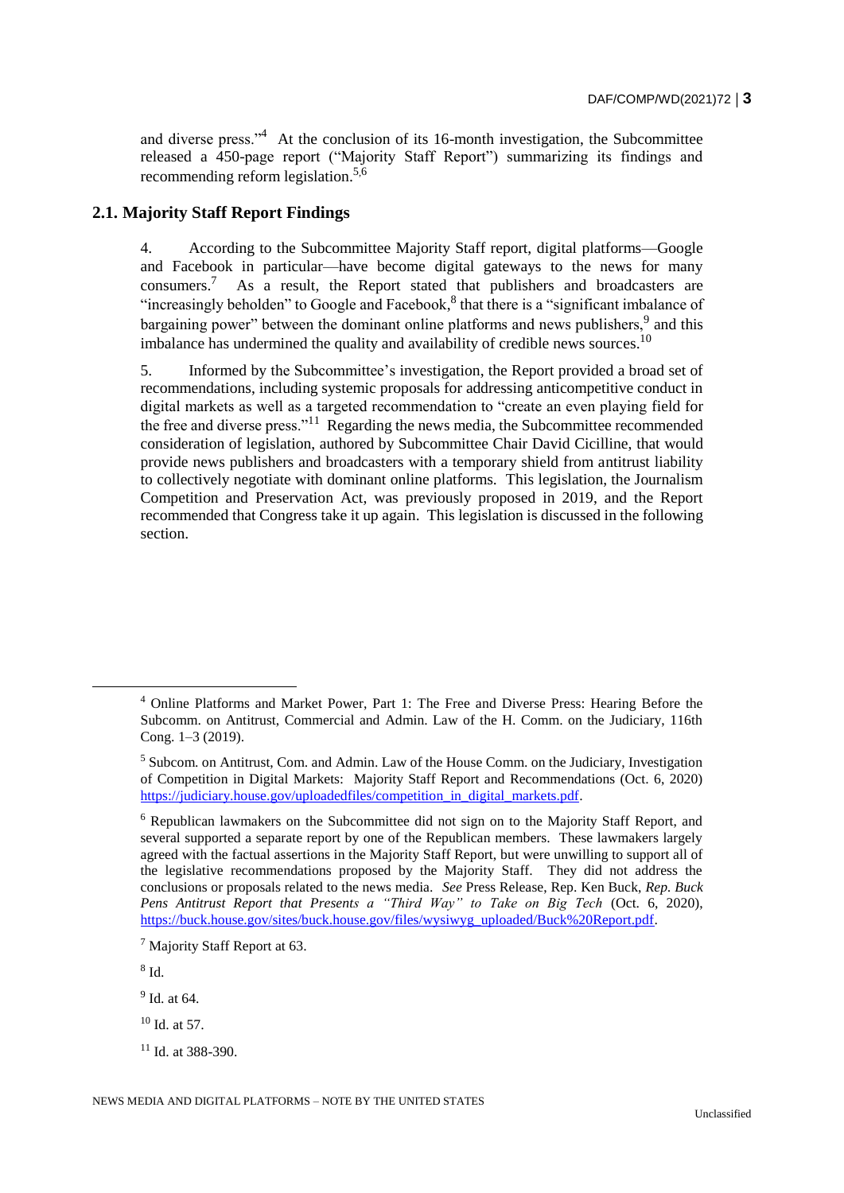and diverse press."[4] At the conclusion of its 16-month investigation, the Subcommittee released a 450-page report ("Majority Staff Report") summarizing its findings and recommending reform legislation.[5,6]

## 2.1. Majority Staff Report Findings

4. According to the Subcommittee Majority Staff report, digital platforms—Google and Facebook in particular—have become digital gateways to the news for many consumers.[7] As a result, the Report stated that publishers and broadcasters are "increasingly beholden" to Google and Facebook,[8] that there is a "significant imbalance of bargaining power" between the dominant online platforms and news publishers,[9] and this imbalance has undermined the quality and availability of credible news sources.[10]

5. Informed by the Subcommittee's investigation, the Report provided a broad set of recommendations, including systemic proposals for addressing anticompetitive conduct in digital markets as well as a targeted recommendation to "create an even playing field for the free and diverse press."[11] Regarding the news media, the Subcommittee recommended consideration of legislation, authored by Subcommittee Chair David Cicilline, that would provide news publishers and broadcasters with a temporary shield from antitrust liability to collectively negotiate with dominant online platforms. This legislation, the Journalism Competition and Preservation Act, was previously proposed in 2019, and the Report recommended that Congress take it up again. This legislation is discussed in the following section.

---

[4] Online Platforms and Market Power, Part 1: The Free and Diverse Press: Hearing Before the Subcomm. on Antitrust, Commercial and Admin. Law of the H. Comm. on the Judiciary, 116th Cong. 1–3 (2019).

[5] Subcom. on Antitrust, Com. and Admin. Law of the House Comm. on the Judiciary, Investigation of Competition in Digital Markets: Majority Staff Report and Recommendations (Oct. 6, 2020) https://judiciary.house.gov/uploadedfiles/competition_in_digital_markets.pdf.

[6] Republican lawmakers on the Subcommittee did not sign on to the Majority Staff Report, and several supported a separate report by one of the Republican members. These lawmakers largely agreed with the factual assertions in the Majority Staff Report, but were unwilling to support all of the legislative recommendations proposed by the Majority Staff. They did not address the conclusions or proposals related to the news media. *See* Press Release, Rep. Ken Buck, *Rep. Buck Pens Antitrust Report that Presents a "Third Way" to Take on Big Tech* (Oct. 6, 2020), https://buck.house.gov/sites/buck.house.gov/files/wysiwyg_uploaded/Buck%20Report.pdf.

[7] Majority Staff Report at 63.

[8] Id.

[9] Id. at 64.

[10] Id. at 57.

[11] Id. at 388-390.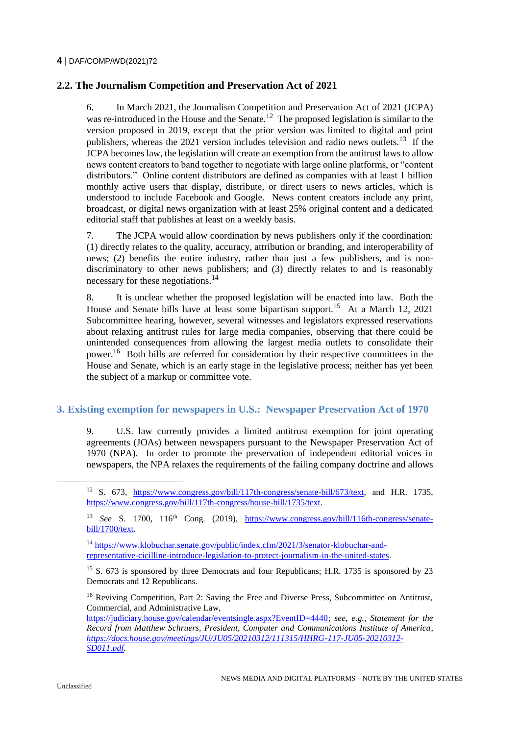## 2.2. The Journalism Competition and Preservation Act of 2021

6. In March 2021, the Journalism Competition and Preservation Act of 2021 (JCPA) was re-introduced in the House and the Senate.[12] The proposed legislation is similar to the version proposed in 2019, except that the prior version was limited to digital and print publishers, whereas the 2021 version includes television and radio news outlets.[13] If the JCPA becomes law, the legislation will create an exemption from the antitrust laws to allow news content creators to band together to negotiate with large online platforms, or "content distributors." Online content distributors are defined as companies with at least 1 billion monthly active users that display, distribute, or direct users to news articles, which is understood to include Facebook and Google. News content creators include any print, broadcast, or digital news organization with at least 25% original content and a dedicated editorial staff that publishes at least on a weekly basis.

7. The JCPA would allow coordination by news publishers only if the coordination: (1) directly relates to the quality, accuracy, attribution or branding, and interoperability of news; (2) benefits the entire industry, rather than just a few publishers, and is non-discriminatory to other news publishers; and (3) directly relates to and is reasonably necessary for these negotiations.[14]

8. It is unclear whether the proposed legislation will be enacted into law. Both the House and Senate bills have at least some bipartisan support.[15] At a March 12, 2021 Subcommittee hearing, however, several witnesses and legislators expressed reservations about relaxing antitrust rules for large media companies, observing that there could be unintended consequences from allowing the largest media outlets to consolidate their power.[16] Both bills are referred for consideration by their respective committees in the House and Senate, which is an early stage in the legislative process; neither has yet been the subject of a markup or committee vote.

## 3. Existing exemption for newspapers in U.S.: Newspaper Preservation Act of 1970

9. U.S. law currently provides a limited antitrust exemption for joint operating agreements (JOAs) between newspapers pursuant to the Newspaper Preservation Act of 1970 (NPA). In order to promote the preservation of independent editorial voices in newspapers, the NPA relaxes the requirements of the failing company doctrine and allows

---

[12] S. 673, https://www.congress.gov/bill/117th-congress/senate-bill/673/text, and H.R. 1735, https://www.congress.gov/bill/117th-congress/house-bill/1735/text.

[13] *See* S. 1700, 116th Cong. (2019), https://www.congress.gov/bill/116th-congress/senate-bill/1700/text.

[14] https://www.klobuchar.senate.gov/public/index.cfm/2021/3/senator-klobuchar-and-representative-cicilline-introduce-legislation-to-protect-journalism-in-the-united-states.

[15] S. 673 is sponsored by three Democrats and four Republicans; H.R. 1735 is sponsored by 23 Democrats and 12 Republicans.

[16] Reviving Competition, Part 2: Saving the Free and Diverse Press, Subcommittee on Antitrust, Commercial, and Administrative Law, https://judiciary.house.gov/calendar/eventsingle.aspx?EventID=4440; *see, e.g., Statement for the Record from Matthew Schruers, President, Computer and Communications Institute of America*, *https://docs.house.gov/meetings/JU/JU05/20210312/111315/HHRG-117-JU05-20210312-SD011.pdf*.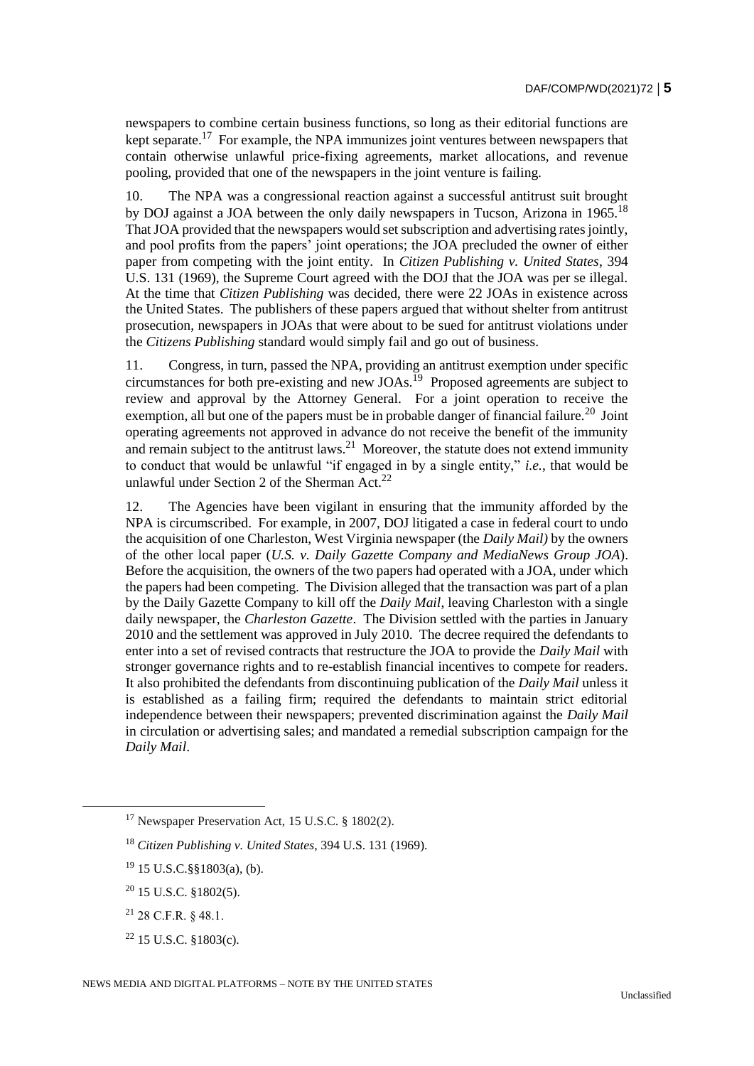newspapers to combine certain business functions, so long as their editorial functions are kept separate.[17] For example, the NPA immunizes joint ventures between newspapers that contain otherwise unlawful price-fixing agreements, market allocations, and revenue pooling, provided that one of the newspapers in the joint venture is failing.

10. The NPA was a congressional reaction against a successful antitrust suit brought by DOJ against a JOA between the only daily newspapers in Tucson, Arizona in 1965.[18] That JOA provided that the newspapers would set subscription and advertising rates jointly, and pool profits from the papers' joint operations; the JOA precluded the owner of either paper from competing with the joint entity. In *Citizen Publishing v. United States*, 394 U.S. 131 (1969), the Supreme Court agreed with the DOJ that the JOA was per se illegal. At the time that *Citizen Publishing* was decided, there were 22 JOAs in existence across the United States. The publishers of these papers argued that without shelter from antitrust prosecution, newspapers in JOAs that were about to be sued for antitrust violations under the *Citizens Publishing* standard would simply fail and go out of business.

11. Congress, in turn, passed the NPA, providing an antitrust exemption under specific circumstances for both pre-existing and new JOAs.[19] Proposed agreements are subject to review and approval by the Attorney General. For a joint operation to receive the exemption, all but one of the papers must be in probable danger of financial failure.[20] Joint operating agreements not approved in advance do not receive the benefit of the immunity and remain subject to the antitrust laws.[21] Moreover, the statute does not extend immunity to conduct that would be unlawful "if engaged in by a single entity," *i.e.*, that would be unlawful under Section 2 of the Sherman Act.[22]

12. The Agencies have been vigilant in ensuring that the immunity afforded by the NPA is circumscribed. For example, in 2007, DOJ litigated a case in federal court to undo the acquisition of one Charleston, West Virginia newspaper (the *Daily Mail)* by the owners of the other local paper (*U.S. v. Daily Gazette Company and MediaNews Group JOA*). Before the acquisition, the owners of the two papers had operated with a JOA, under which the papers had been competing. The Division alleged that the transaction was part of a plan by the Daily Gazette Company to kill off the *Daily Mail*, leaving Charleston with a single daily newspaper, the *Charleston Gazette*. The Division settled with the parties in January 2010 and the settlement was approved in July 2010. The decree required the defendants to enter into a set of revised contracts that restructure the JOA to provide the *Daily Mail* with stronger governance rights and to re-establish financial incentives to compete for readers. It also prohibited the defendants from discontinuing publication of the *Daily Mail* unless it is established as a failing firm; required the defendants to maintain strict editorial independence between their newspapers; prevented discrimination against the *Daily Mail* in circulation or advertising sales; and mandated a remedial subscription campaign for the *Daily Mail*.

[17] Newspaper Preservation Act, 15 U.S.C. § 1802(2).

[18] *Citizen Publishing v. United States*, 394 U.S. 131 (1969).

[19] 15 U.S.C.§§1803(a), (b).

[20] 15 U.S.C. §1802(5).

[21] 28 C.F.R. § 48.1.

[22] 15 U.S.C. §1803(c).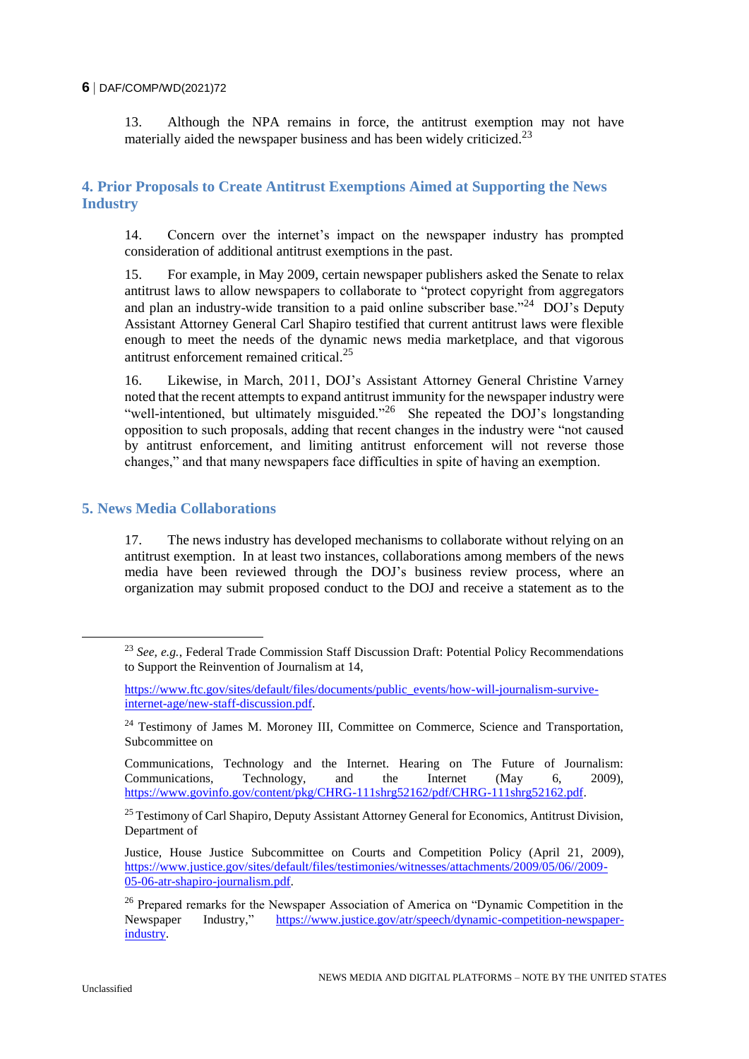13. Although the NPA remains in force, the antitrust exemption may not have materially aided the newspaper business and has been widely criticized.[23]

## 4. Prior Proposals to Create Antitrust Exemptions Aimed at Supporting the News Industry

14. Concern over the internet's impact on the newspaper industry has prompted consideration of additional antitrust exemptions in the past.

15. For example, in May 2009, certain newspaper publishers asked the Senate to relax antitrust laws to allow newspapers to collaborate to "protect copyright from aggregators and plan an industry-wide transition to a paid online subscriber base."[24] DOJ's Deputy Assistant Attorney General Carl Shapiro testified that current antitrust laws were flexible enough to meet the needs of the dynamic news media marketplace, and that vigorous antitrust enforcement remained critical.[25]

16. Likewise, in March, 2011, DOJ's Assistant Attorney General Christine Varney noted that the recent attempts to expand antitrust immunity for the newspaper industry were "well-intentioned, but ultimately misguided."[26] She repeated the DOJ's longstanding opposition to such proposals, adding that recent changes in the industry were "not caused by antitrust enforcement, and limiting antitrust enforcement will not reverse those changes," and that many newspapers face difficulties in spite of having an exemption.

## 5. News Media Collaborations

17. The news industry has developed mechanisms to collaborate without relying on an antitrust exemption. In at least two instances, collaborations among members of the news media have been reviewed through the DOJ's business review process, where an organization may submit proposed conduct to the DOJ and receive a statement as to the

---

[23] *See, e.g.*, Federal Trade Commission Staff Discussion Draft: Potential Policy Recommendations to Support the Reinvention of Journalism at 14,

https://www.ftc.gov/sites/default/files/documents/public_events/how-will-journalism-survive-internet-age/new-staff-discussion.pdf.

[24] Testimony of James M. Moroney III, Committee on Commerce, Science and Transportation, Subcommittee on

Communications, Technology and the Internet. Hearing on The Future of Journalism: Communications, Technology, and the Internet (May 6, 2009), https://www.govinfo.gov/content/pkg/CHRG-111shrg52162/pdf/CHRG-111shrg52162.pdf.

[25] Testimony of Carl Shapiro, Deputy Assistant Attorney General for Economics, Antitrust Division, Department of

Justice, House Justice Subcommittee on Courts and Competition Policy (April 21, 2009), https://www.justice.gov/sites/default/files/testimonies/witnesses/attachments/2009/05/06//2009-05-06-atr-shapiro-journalism.pdf.

[26] Prepared remarks for the Newspaper Association of America on "Dynamic Competition in the Newspaper Industry," https://www.justice.gov/atr/speech/dynamic-competition-newspaper-industry.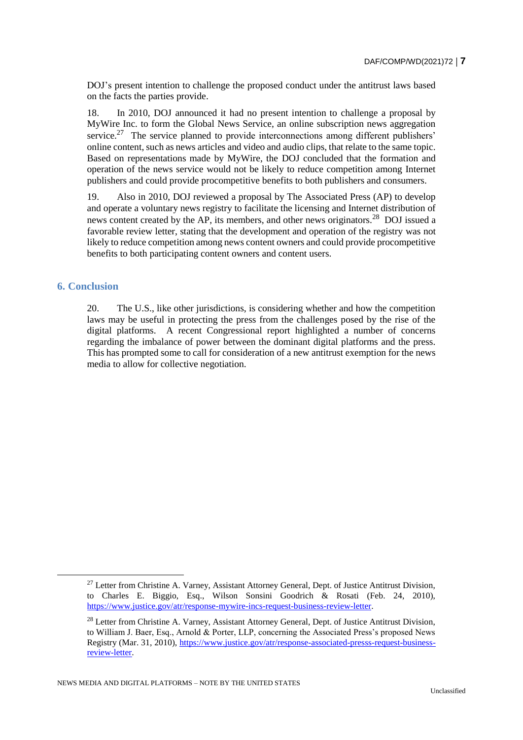DOJ's present intention to challenge the proposed conduct under the antitrust laws based on the facts the parties provide.

18. In 2010, DOJ announced it had no present intention to challenge a proposal by MyWire Inc. to form the Global News Service, an online subscription news aggregation service.[27] The service planned to provide interconnections among different publishers' online content, such as news articles and video and audio clips, that relate to the same topic. Based on representations made by MyWire, the DOJ concluded that the formation and operation of the news service would not be likely to reduce competition among Internet publishers and could provide procompetitive benefits to both publishers and consumers.

19. Also in 2010, DOJ reviewed a proposal by The Associated Press (AP) to develop and operate a voluntary news registry to facilitate the licensing and Internet distribution of news content created by the AP, its members, and other news originators.[28] DOJ issued a favorable review letter, stating that the development and operation of the registry was not likely to reduce competition among news content owners and could provide procompetitive benefits to both participating content owners and content users.

## 6. Conclusion

20. The U.S., like other jurisdictions, is considering whether and how the competition laws may be useful in protecting the press from the challenges posed by the rise of the digital platforms. A recent Congressional report highlighted a number of concerns regarding the imbalance of power between the dominant digital platforms and the press. This has prompted some to call for consideration of a new antitrust exemption for the news media to allow for collective negotiation.

---

[27] Letter from Christine A. Varney, Assistant Attorney General, Dept. of Justice Antitrust Division, to Charles E. Biggio, Esq., Wilson Sonsini Goodrich & Rosati (Feb. 24, 2010), https://www.justice.gov/atr/response-mywire-incs-request-business-review-letter.

[28] Letter from Christine A. Varney, Assistant Attorney General, Dept. of Justice Antitrust Division, to William J. Baer, Esq., Arnold & Porter, LLP, concerning the Associated Press's proposed News Registry (Mar. 31, 2010), https://www.justice.gov/atr/response-associated-presss-request-business-review-letter.